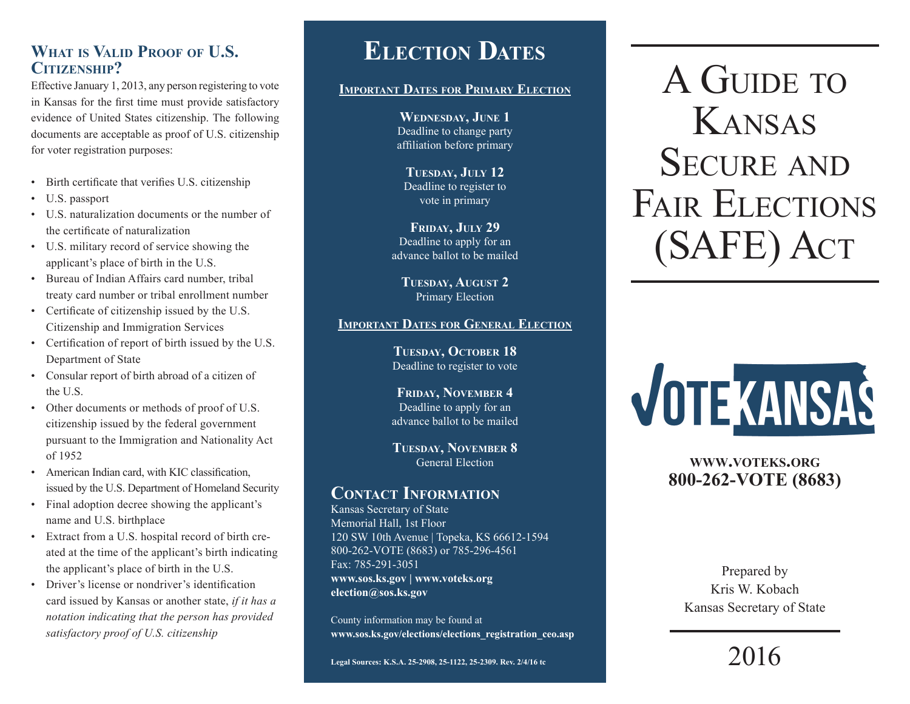## What is Valid Proof of U.S. Citizenship?

Effective January 1, 2013, any person registering to vote in Kansas for the first time must provide satisfactory evidence of United States citizenship. The following documents are acceptable as proof of U.S. citizenship for voter registration purposes:

- Birth certificate that verifies U.S. citizenship
- U.S. passport
- U.S. naturalization documents or the number of the certificate of naturalization
- U.S. military record of service showing the applicant's place of birth in the U.S.
- Bureau of Indian Affairs card number, tribal treaty card number or tribal enrollment number
- Certificate of citizenship issued by the U.S. Citizenship and Immigration Services
- Certification of report of birth issued by the U.S. Department of State
- Consular report of birth abroad of a citizen of the U.S.
- Other documents or methods of proof of U.S. citizenship issued by the federal government pursuant to the Immigration and Nationality Act of 1952
- American Indian card, with KIC classification, issued by the U.S. Department of Homeland Security
- Final adoption decree showing the applicant's name and U.S. birthplace
- Extract from a U.S. hospital record of birth created at the time of the applicant's birth indicating the applicant's place of birth in the U.S.
- Driver's license or nondriver's identification card issued by Kansas or another state, *if it has a notation indicating that the person has provided satisfactory proof of U.S. citizenship*

# Election Dates

**Important Dates for Primary Election**

**Wednesday, June 1**
Deadline to change party affiliation before primary

**Tuesday, July 12**
Deadline to register to vote in primary

**Friday, July 29**
Deadline to apply for an advance ballot to be mailed

**Tuesday, August 2**
Primary Election

**Important Dates for General Election**

**Tuesday, October 18**
Deadline to register to vote

**Friday, November 4**
Deadline to apply for an advance ballot to be mailed

**Tuesday, November 8**
General Election

## Contact Information

Kansas Secretary of State
Memorial Hall, 1st Floor
120 SW 10th Avenue | Topeka, KS 66612-1594
800-262-VOTE (8683) or 785-296-4561
Fax: 785-291-3051
**www.sos.ks.gov | www.voteks.org**
**election@sos.ks.gov**

County information may be found at
**www.sos.ks.gov/elections/elections_registration_ceo.asp**

**Legal Sources: K.S.A. 25-2908, 25-1122, 25-2309. Rev. 2/4/16 tc**

# A Guide to Kansas Secure and Fair Elections (SAFE) Act

VOTE KANSAS

**WWW.VOTEKS.ORG**
**800-262-VOTE (8683)**

Prepared by
Kris W. Kobach
Kansas Secretary of State

2016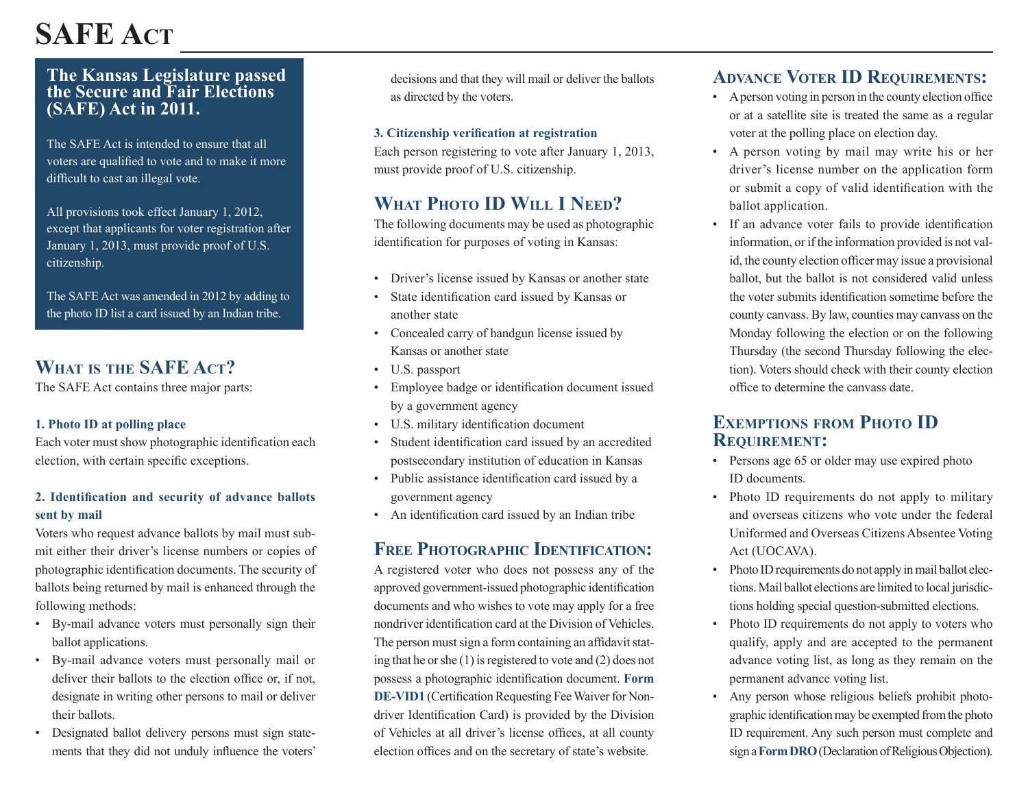# SAFE Act

**The Kansas Legislature passed the Secure and Fair Elections (SAFE) Act in 2011.**

The SAFE Act is intended to ensure that all voters are qualified to vote and to make it more difficult to cast an illegal vote.

All provisions took effect January 1, 2012, except that applicants for voter registration after January 1, 2013, must provide proof of U.S. citizenship.

The SAFE Act was amended in 2012 by adding to the photo ID list a card issued by an Indian tribe.

## What is the SAFE Act?

The SAFE Act contains three major parts:

### 1. Photo ID at polling place

Each voter must show photographic identification each election, with certain specific exceptions.

### 2. Identification and security of advance ballots sent by mail

Voters who request advance ballots by mail must submit either their driver's license numbers or copies of photographic identification documents. The security of ballots being returned by mail is enhanced through the following methods:

- By-mail advance voters must personally sign their ballot applications.
- By-mail advance voters must personally mail or deliver their ballots to the election office or, if not, designate in writing other persons to mail or deliver their ballots.
- Designated ballot delivery persons must sign statements that they did not unduly influence the voters' decisions and that they will mail or deliver the ballots as directed by the voters.

### 3. Citizenship verification at registration

Each person registering to vote after January 1, 2013, must provide proof of U.S. citizenship.

## What Photo ID Will I Need?

The following documents may be used as photographic identification for purposes of voting in Kansas:

- Driver's license issued by Kansas or another state
- State identification card issued by Kansas or another state
- Concealed carry of handgun license issued by Kansas or another state
- U.S. passport
- Employee badge or identification document issued by a government agency
- U.S. military identification document
- Student identification card issued by an accredited postsecondary institution of education in Kansas
- Public assistance identification card issued by a government agency
- An identification card issued by an Indian tribe

## Free Photographic Identification:

A registered voter who does not possess any of the approved government-issued photographic identification documents and who wishes to vote may apply for a free nondriver identification card at the Division of Vehicles. The person must sign a form containing an affidavit stating that he or she (1) is registered to vote and (2) does not possess a photographic identification document. **Form DE-VID1** (Certification Requesting Fee Waiver for Nondriver Identification Card) is provided by the Division of Vehicles at all driver's license offices, at all county election offices and on the secretary of state's website.

## Advance Voter ID Requirements:

- A person voting in person in the county election office or at a satellite site is treated the same as a regular voter at the polling place on election day.
- A person voting by mail may write his or her driver's license number on the application form or submit a copy of valid identification with the ballot application.
- If an advance voter fails to provide identification information, or if the information provided is not valid, the county election officer may issue a provisional ballot, but the ballot is not considered valid unless the voter submits identification sometime before the county canvass. By law, counties may canvass on the Monday following the election or on the following Thursday (the second Thursday following the election). Voters should check with their county election office to determine the canvass date.

## Exemptions from Photo ID Requirement:

- Persons age 65 or older may use expired photo ID documents.
- Photo ID requirements do not apply to military and overseas citizens who vote under the federal Uniformed and Overseas Citizens Absentee Voting Act (UOCAVA).
- Photo ID requirements do not apply in mail ballot elections. Mail ballot elections are limited to local jurisdictions holding special question-submitted elections.
- Photo ID requirements do not apply to voters who qualify, apply and are accepted to the permanent advance voting list, as long as they remain on the permanent advance voting list.
- Any person whose religious beliefs prohibit photographic identification may be exempted from the photo ID requirement. Any such person must complete and sign a **Form DRO** (Declaration of Religious Objection).